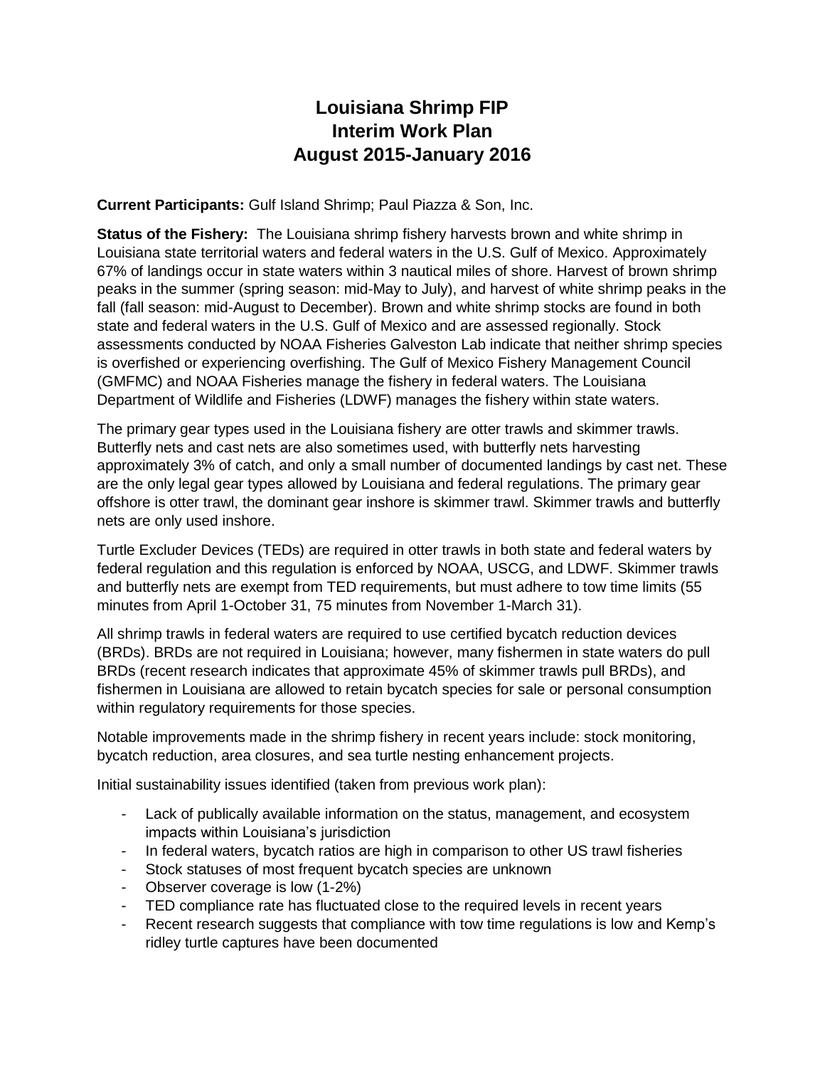# Louisiana Shrimp FIP
# Interim Work Plan
# August 2015-January 2016

**Current Participants:** Gulf Island Shrimp; Paul Piazza & Son, Inc.

**Status of the Fishery:** The Louisiana shrimp fishery harvests brown and white shrimp in Louisiana state territorial waters and federal waters in the U.S. Gulf of Mexico. Approximately 67% of landings occur in state waters within 3 nautical miles of shore. Harvest of brown shrimp peaks in the summer (spring season: mid-May to July), and harvest of white shrimp peaks in the fall (fall season: mid-August to December). Brown and white shrimp stocks are found in both state and federal waters in the U.S. Gulf of Mexico and are assessed regionally. Stock assessments conducted by NOAA Fisheries Galveston Lab indicate that neither shrimp species is overfished or experiencing overfishing. The Gulf of Mexico Fishery Management Council (GMFMC) and NOAA Fisheries manage the fishery in federal waters. The Louisiana Department of Wildlife and Fisheries (LDWF) manages the fishery within state waters.

The primary gear types used in the Louisiana fishery are otter trawls and skimmer trawls. Butterfly nets and cast nets are also sometimes used, with butterfly nets harvesting approximately 3% of catch, and only a small number of documented landings by cast net. These are the only legal gear types allowed by Louisiana and federal regulations. The primary gear offshore is otter trawl, the dominant gear inshore is skimmer trawl. Skimmer trawls and butterfly nets are only used inshore.

Turtle Excluder Devices (TEDs) are required in otter trawls in both state and federal waters by federal regulation and this regulation is enforced by NOAA, USCG, and LDWF. Skimmer trawls and butterfly nets are exempt from TED requirements, but must adhere to tow time limits (55 minutes from April 1-October 31, 75 minutes from November 1-March 31).

All shrimp trawls in federal waters are required to use certified bycatch reduction devices (BRDs). BRDs are not required in Louisiana; however, many fishermen in state waters do pull BRDs (recent research indicates that approximate 45% of skimmer trawls pull BRDs), and fishermen in Louisiana are allowed to retain bycatch species for sale or personal consumption within regulatory requirements for those species.

Notable improvements made in the shrimp fishery in recent years include: stock monitoring, bycatch reduction, area closures, and sea turtle nesting enhancement projects.

Initial sustainability issues identified (taken from previous work plan):

- Lack of publically available information on the status, management, and ecosystem impacts within Louisiana's jurisdiction
- In federal waters, bycatch ratios are high in comparison to other US trawl fisheries
- Stock statuses of most frequent bycatch species are unknown
- Observer coverage is low (1-2%)
- TED compliance rate has fluctuated close to the required levels in recent years
- Recent research suggests that compliance with tow time regulations is low and Kemp's ridley turtle captures have been documented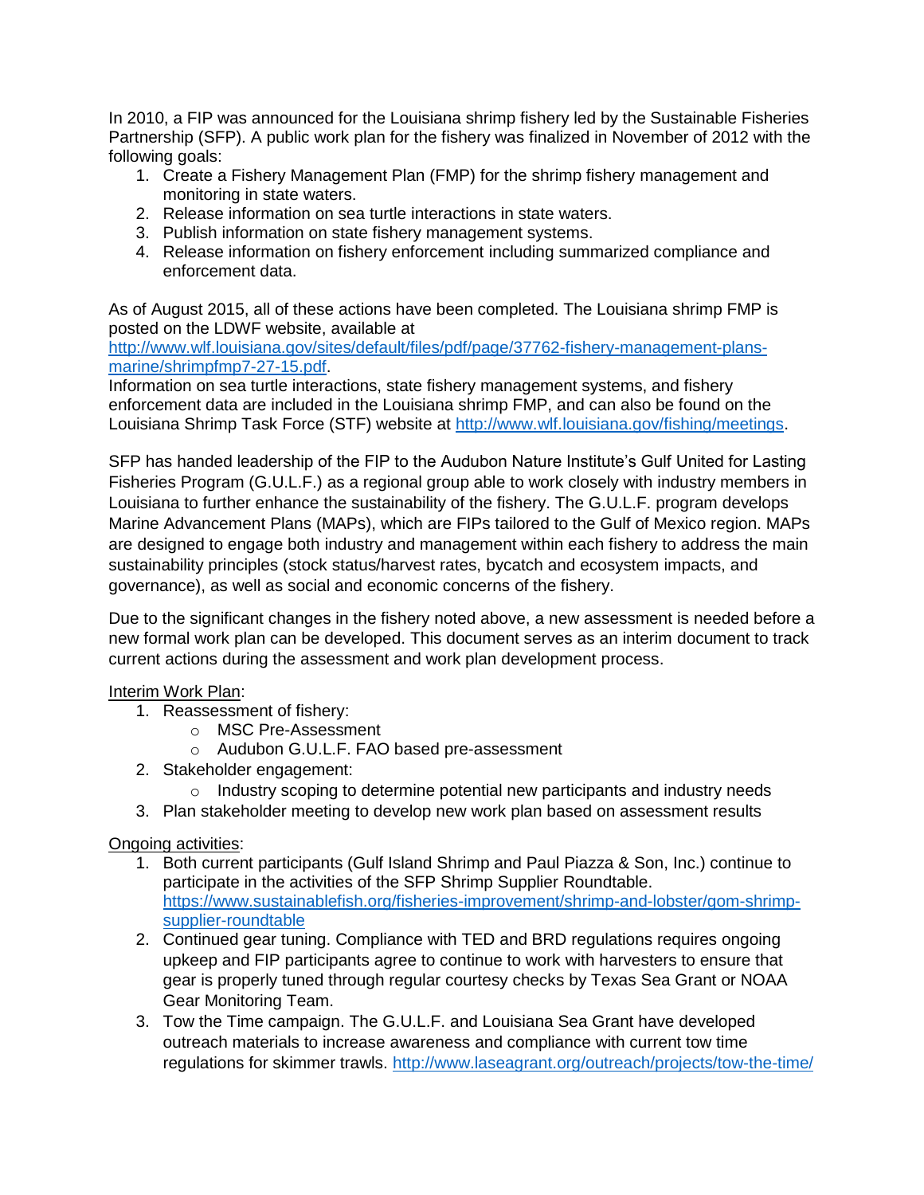In 2010, a FIP was announced for the Louisiana shrimp fishery led by the Sustainable Fisheries Partnership (SFP). A public work plan for the fishery was finalized in November of 2012 with the following goals:

1. Create a Fishery Management Plan (FMP) for the shrimp fishery management and monitoring in state waters.
2. Release information on sea turtle interactions in state waters.
3. Publish information on state fishery management systems.
4. Release information on fishery enforcement including summarized compliance and enforcement data.

As of August 2015, all of these actions have been completed. The Louisiana shrimp FMP is posted on the LDWF website, available at [http://www.wlf.louisiana.gov/sites/default/files/pdf/page/37762-fishery-management-plans-marine/shrimpfmp7-27-15.pdf](http://www.wlf.louisiana.gov/sites/default/files/pdf/page/37762-fishery-management-plans-marine/shrimpfmp7-27-15.pdf).
Information on sea turtle interactions, state fishery management systems, and fishery enforcement data are included in the Louisiana shrimp FMP, and can also be found on the Louisiana Shrimp Task Force (STF) website at [http://www.wlf.louisiana.gov/fishing/meetings](http://www.wlf.louisiana.gov/fishing/meetings).

SFP has handed leadership of the FIP to the Audubon Nature Institute's Gulf United for Lasting Fisheries Program (G.U.L.F.) as a regional group able to work closely with industry members in Louisiana to further enhance the sustainability of the fishery. The G.U.L.F. program develops Marine Advancement Plans (MAPs), which are FIPs tailored to the Gulf of Mexico region. MAPs are designed to engage both industry and management within each fishery to address the main sustainability principles (stock status/harvest rates, bycatch and ecosystem impacts, and governance), as well as social and economic concerns of the fishery.

Due to the significant changes in the fishery noted above, a new assessment is needed before a new formal work plan can be developed. This document serves as an interim document to track current actions during the assessment and work plan development process.

<u>Interim Work Plan</u>:

1. Reassessment of fishery:
   - MSC Pre-Assessment
   - Audubon G.U.L.F. FAO based pre-assessment
2. Stakeholder engagement:
   - Industry scoping to determine potential new participants and industry needs
3. Plan stakeholder meeting to develop new work plan based on assessment results

<u>Ongoing activities</u>:

1. Both current participants (Gulf Island Shrimp and Paul Piazza & Son, Inc.) continue to participate in the activities of the SFP Shrimp Supplier Roundtable. [https://www.sustainablefish.org/fisheries-improvement/shrimp-and-lobster/gom-shrimp-supplier-roundtable](https://www.sustainablefish.org/fisheries-improvement/shrimp-and-lobster/gom-shrimp-supplier-roundtable)
2. Continued gear tuning. Compliance with TED and BRD regulations requires ongoing upkeep and FIP participants agree to continue to work with harvesters to ensure that gear is properly tuned through regular courtesy checks by Texas Sea Grant or NOAA Gear Monitoring Team.
3. Tow the Time campaign. The G.U.L.F. and Louisiana Sea Grant have developed outreach materials to increase awareness and compliance with current tow time regulations for skimmer trawls. [http://www.laseagrant.org/outreach/projects/tow-the-time/](http://www.laseagrant.org/outreach/projects/tow-the-time/)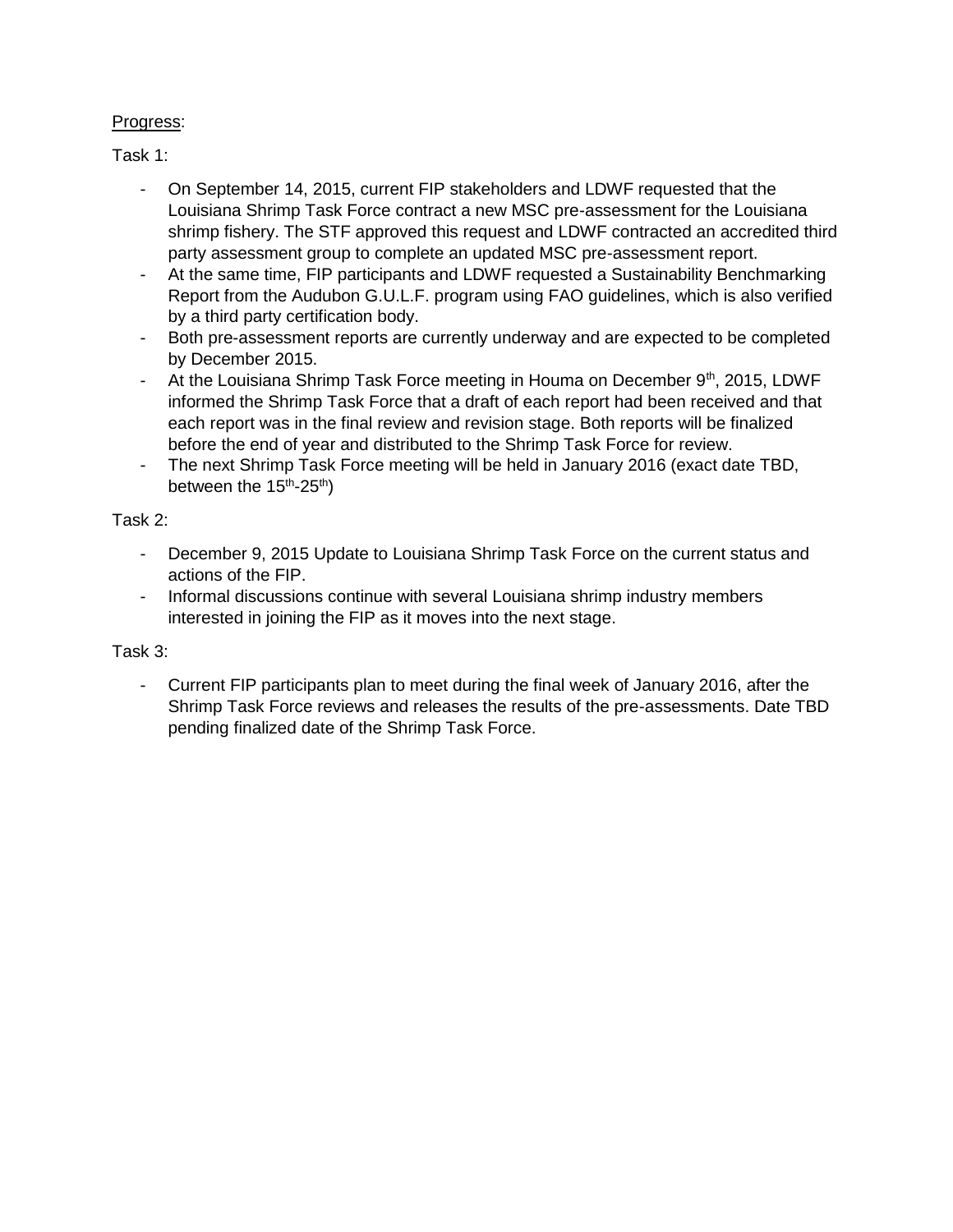<u>Progress</u>:

Task 1:

- On September 14, 2015, current FIP stakeholders and LDWF requested that the Louisiana Shrimp Task Force contract a new MSC pre-assessment for the Louisiana shrimp fishery. The STF approved this request and LDWF contracted an accredited third party assessment group to complete an updated MSC pre-assessment report.
- At the same time, FIP participants and LDWF requested a Sustainability Benchmarking Report from the Audubon G.U.L.F. program using FAO guidelines, which is also verified by a third party certification body.
- Both pre-assessment reports are currently underway and are expected to be completed by December 2015.
- At the Louisiana Shrimp Task Force meeting in Houma on December 9th, 2015, LDWF informed the Shrimp Task Force that a draft of each report had been received and that each report was in the final review and revision stage. Both reports will be finalized before the end of year and distributed to the Shrimp Task Force for review.
- The next Shrimp Task Force meeting will be held in January 2016 (exact date TBD, between the 15th-25th)

Task 2:

- December 9, 2015 Update to Louisiana Shrimp Task Force on the current status and actions of the FIP.
- Informal discussions continue with several Louisiana shrimp industry members interested in joining the FIP as it moves into the next stage.

Task 3:

- Current FIP participants plan to meet during the final week of January 2016, after the Shrimp Task Force reviews and releases the results of the pre-assessments. Date TBD pending finalized date of the Shrimp Task Force.